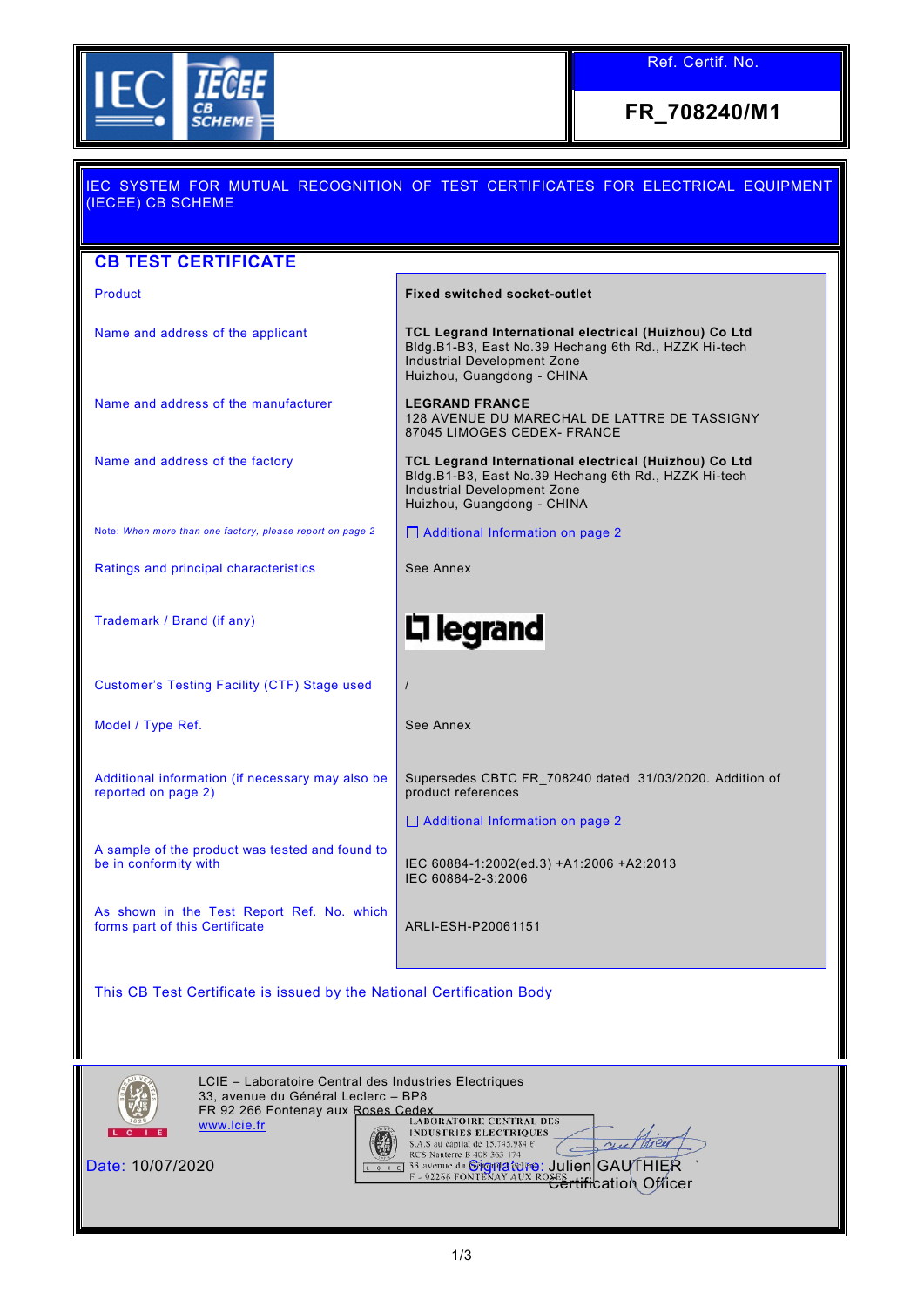Ref. Certif. No.

**FR_708240/M1**

IEC SYSTEM FOR MUTUAL RECOGNITION OF TEST CERTIFICATES FOR ELECTRICAL EQUIPMENT (IECEE) CB SCHEME

## CB TEST CERTIFICATE

| | |
|---|---|
| Product | **Fixed switched socket-outlet** |
| Name and address of the applicant | **TCL Legrand International electrical (Huizhou) Co Ltd**<br>Bldg.B1-B3, East No.39 Hechang 6th Rd., HZZK Hi-tech Industrial Development Zone<br>Huizhou, Guangdong - CHINA |
| Name and address of the manufacturer | **LEGRAND FRANCE**<br>128 AVENUE DU MARECHAL DE LATTRE DE TASSIGNY<br>87045 LIMOGES CEDEX- FRANCE |
| Name and address of the factory | **TCL Legrand International electrical (Huizhou) Co Ltd**<br>Bldg.B1-B3, East No.39 Hechang 6th Rd., HZZK Hi-tech Industrial Development Zone<br>Huizhou, Guangdong - CHINA |
| Note: *When more than one factory, please report on page 2* | ☐ Additional Information on page 2 |
| Ratings and principal characteristics | See Annex |
| Trademark / Brand (if any) | legrand |
| Customer's Testing Facility (CTF) Stage used | / |
| Model / Type Ref. | See Annex |
| Additional information (if necessary may also be reported on page 2) | Supersedes CBTC FR_708240 dated 31/03/2020. Addition of product references<br>☐ Additional Information on page 2 |
| A sample of the product was tested and found to be in conformity with | IEC 60884-1:2002(ed.3) +A1:2006 +A2:2013<br>IEC 60884-2-3:2006 |
| As shown in the Test Report Ref. No. which forms part of this Certificate | ARLI-ESH-P20061151 |

This CB Test Certificate is issued by the National Certification Body

LCIE – Laboratoire Central des Industries Electriques
33, avenue du Général Leclerc – BP8
FR 92 266 Fontenay aux Roses Cedex
www.lcie.fr

LABORATOIRE CENTRAL DES INDUSTRIES ELECTRIQUES
S.A.S au capital de 15.745.984 €
RCS Nanterre B 408 363 174
33 avenue du Général Leclerc
F - 92266 FONTENAY AUX ROSES

Date: 10/07/2020

Signature: Julien GAUTHIER
Certification Officer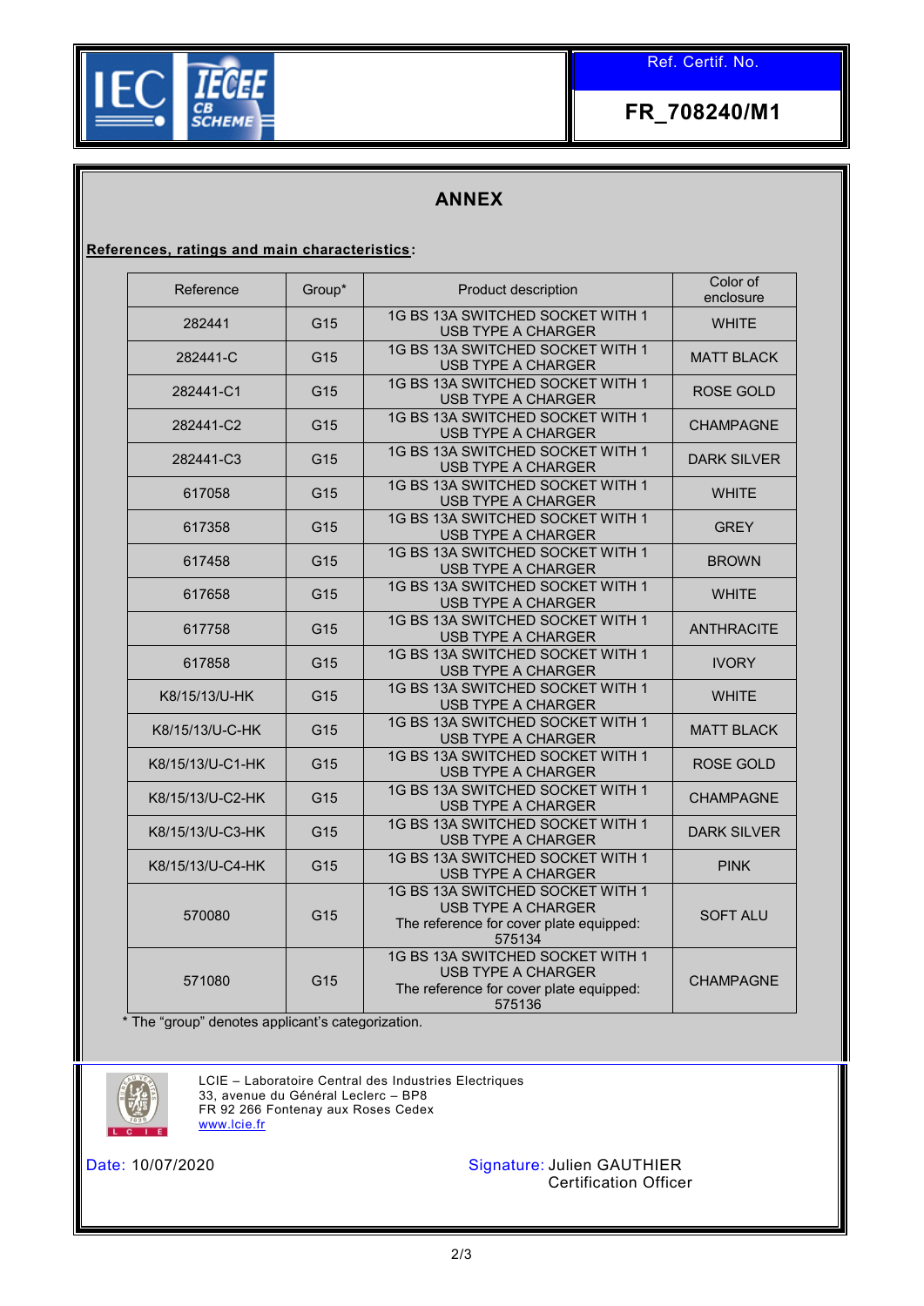Ref. Certif. No.

**FR_708240/M1**

## ANNEX

**References, ratings and main characteristics:**

| Reference | Group* | Product description | Color of enclosure |
|---|---|---|---|
| 282441 | G15 | 1G BS 13A SWITCHED SOCKET WITH 1 USB TYPE A CHARGER | WHITE |
| 282441-C | G15 | 1G BS 13A SWITCHED SOCKET WITH 1 USB TYPE A CHARGER | MATT BLACK |
| 282441-C1 | G15 | 1G BS 13A SWITCHED SOCKET WITH 1 USB TYPE A CHARGER | ROSE GOLD |
| 282441-C2 | G15 | 1G BS 13A SWITCHED SOCKET WITH 1 USB TYPE A CHARGER | CHAMPAGNE |
| 282441-C3 | G15 | 1G BS 13A SWITCHED SOCKET WITH 1 USB TYPE A CHARGER | DARK SILVER |
| 617058 | G15 | 1G BS 13A SWITCHED SOCKET WITH 1 USB TYPE A CHARGER | WHITE |
| 617358 | G15 | 1G BS 13A SWITCHED SOCKET WITH 1 USB TYPE A CHARGER | GREY |
| 617458 | G15 | 1G BS 13A SWITCHED SOCKET WITH 1 USB TYPE A CHARGER | BROWN |
| 617658 | G15 | 1G BS 13A SWITCHED SOCKET WITH 1 USB TYPE A CHARGER | WHITE |
| 617758 | G15 | 1G BS 13A SWITCHED SOCKET WITH 1 USB TYPE A CHARGER | ANTHRACITE |
| 617858 | G15 | 1G BS 13A SWITCHED SOCKET WITH 1 USB TYPE A CHARGER | IVORY |
| K8/15/13/U-HK | G15 | 1G BS 13A SWITCHED SOCKET WITH 1 USB TYPE A CHARGER | WHITE |
| K8/15/13/U-C-HK | G15 | 1G BS 13A SWITCHED SOCKET WITH 1 USB TYPE A CHARGER | MATT BLACK |
| K8/15/13/U-C1-HK | G15 | 1G BS 13A SWITCHED SOCKET WITH 1 USB TYPE A CHARGER | ROSE GOLD |
| K8/15/13/U-C2-HK | G15 | 1G BS 13A SWITCHED SOCKET WITH 1 USB TYPE A CHARGER | CHAMPAGNE |
| K8/15/13/U-C3-HK | G15 | 1G BS 13A SWITCHED SOCKET WITH 1 USB TYPE A CHARGER | DARK SILVER |
| K8/15/13/U-C4-HK | G15 | 1G BS 13A SWITCHED SOCKET WITH 1 USB TYPE A CHARGER | PINK |
| 570080 | G15 | 1G BS 13A SWITCHED SOCKET WITH 1 USB TYPE A CHARGER The reference for cover plate equipped: 575134 | SOFT ALU |
| 571080 | G15 | 1G BS 13A SWITCHED SOCKET WITH 1 USB TYPE A CHARGER The reference for cover plate equipped: 575136 | CHAMPAGNE |

* The "group" denotes applicant's categorization.

LCIE – Laboratoire Central des Industries Electriques
33, avenue du Général Leclerc – BP8
FR 92 266 Fontenay aux Roses Cedex
www.lcie.fr

Date: 10/07/2020

Signature: Julien GAUTHIER
Certification Officer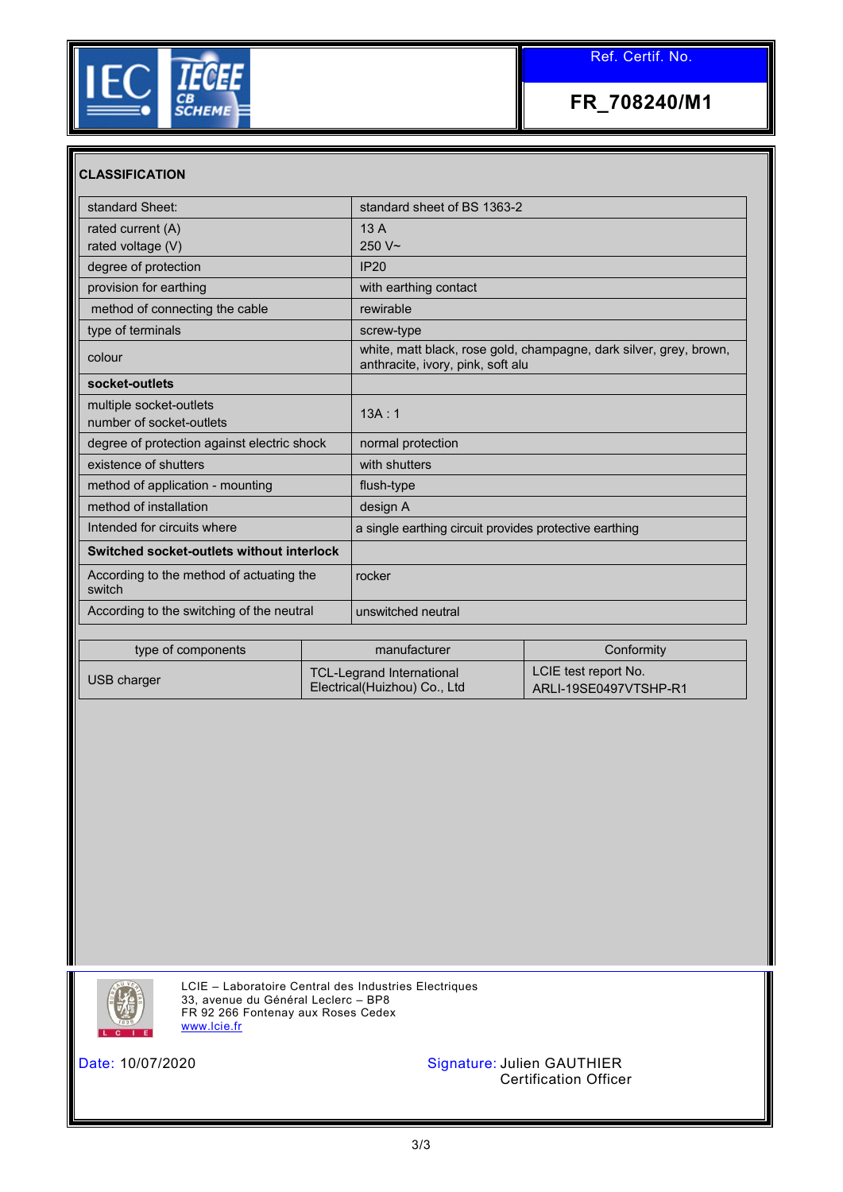Ref. Certif. No.

**FR_708240/M1**

## CLASSIFICATION

| | |
|---|---|
| standard Sheet: | standard sheet of BS 1363-2 |
| rated current (A)<br>rated voltage (V) | 13 A<br>250 V~ |
| degree of protection | IP20 |
| provision for earthing | with earthing contact |
| method of connecting the cable | rewirable |
| type of terminals | screw-type |
| colour | white, matt black, rose gold, champagne, dark silver, grey, brown, anthracite, ivory, pink, soft alu |
| **socket-outlets** | |
| multiple socket-outlets<br>number of socket-outlets | 13A : 1 |
| degree of protection against electric shock | normal protection |
| existence of shutters | with shutters |
| method of application - mounting | flush-type |
| method of installation | design A |
| Intended for circuits where | a single earthing circuit provides protective earthing |
| **Switched socket-outlets without interlock** | |
| According to the method of actuating the switch | rocker |
| According to the switching of the neutral | unswitched neutral |

| type of components | manufacturer | Conformity |
|---|---|---|
| USB charger | TCL-Legrand International Electrical(Huizhou) Co., Ltd | LCIE test report No. ARLI-19SE0497VTSHP-R1 |

LCIE – Laboratoire Central des Industries Electriques
33, avenue du Général Leclerc – BP8
FR 92 266 Fontenay aux Roses Cedex
www.lcie.fr

Date: 10/07/2020

Signature: Julien GAUTHIER
Certification Officer